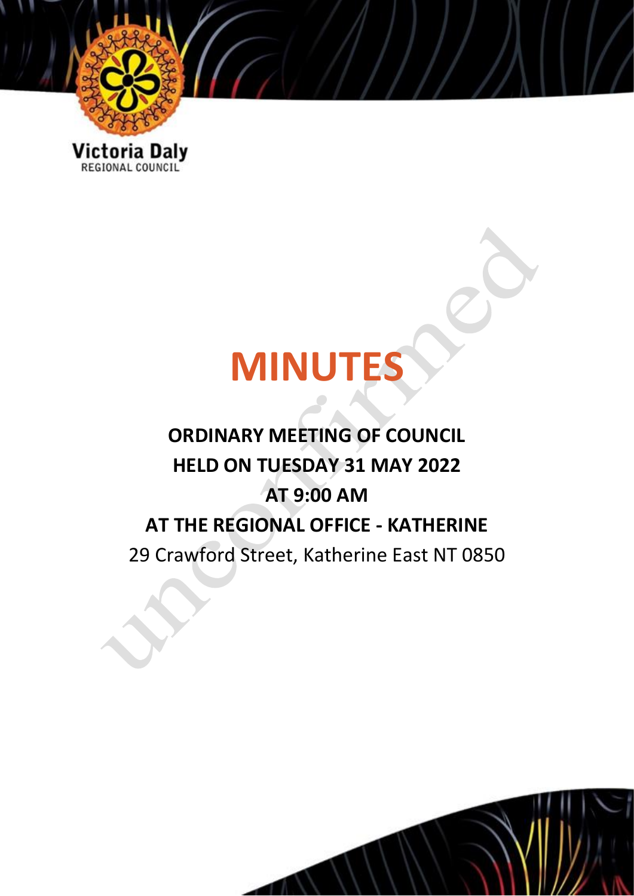Victoria Daly
REGIONAL COUNCIL

# MINUTES

## ORDINARY MEETING OF COUNCIL
## HELD ON TUESDAY 31 MAY 2022
## AT 9:00 AM
## AT THE REGIONAL OFFICE - KATHERINE

29 Crawford Street, Katherine East NT 0850

unconfirmed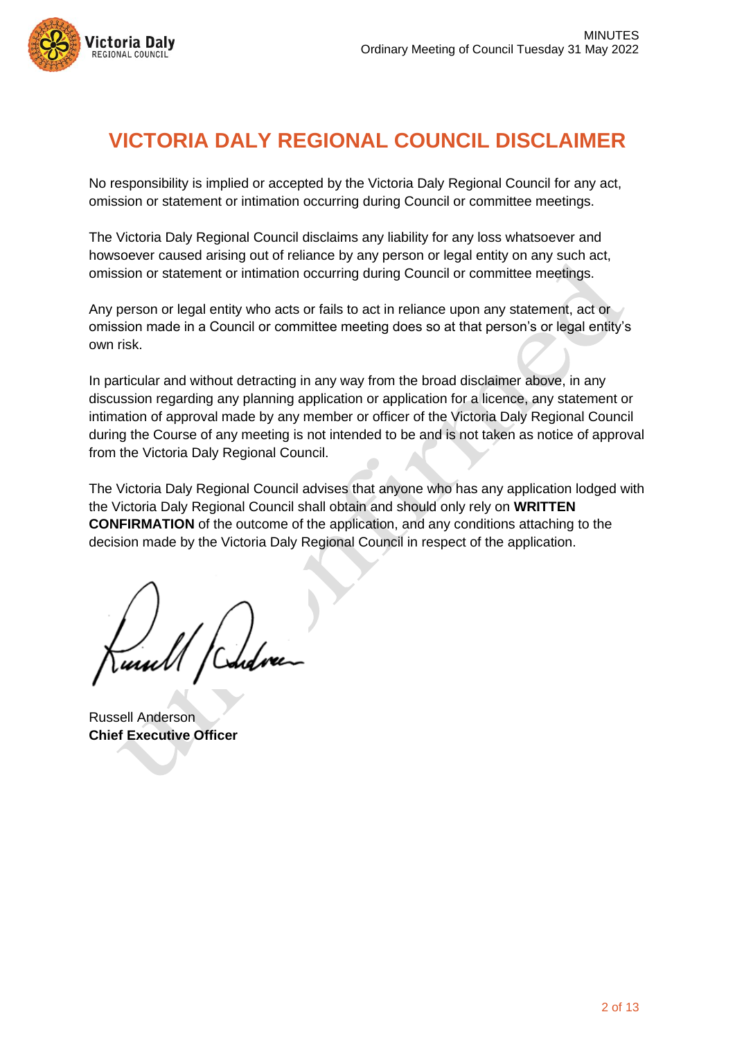# VICTORIA DALY REGIONAL COUNCIL DISCLAIMER

No responsibility is implied or accepted by the Victoria Daly Regional Council for any act, omission or statement or intimation occurring during Council or committee meetings.

The Victoria Daly Regional Council disclaims any liability for any loss whatsoever and howsoever caused arising out of reliance by any person or legal entity on any such act, omission or statement or intimation occurring during Council or committee meetings.

Any person or legal entity who acts or fails to act in reliance upon any statement, act or omission made in a Council or committee meeting does so at that person's or legal entity's own risk.

In particular and without detracting in any way from the broad disclaimer above, in any discussion regarding any planning application or application for a licence, any statement or intimation of approval made by any member or officer of the Victoria Daly Regional Council during the Course of any meeting is not intended to be and is not taken as notice of approval from the Victoria Daly Regional Council.

The Victoria Daly Regional Council advises that anyone who has any application lodged with the Victoria Daly Regional Council shall obtain and should only rely on **WRITTEN CONFIRMATION** of the outcome of the application, and any conditions attaching to the decision made by the Victoria Daly Regional Council in respect of the application.

Russell Anderson
**Chief Executive Officer**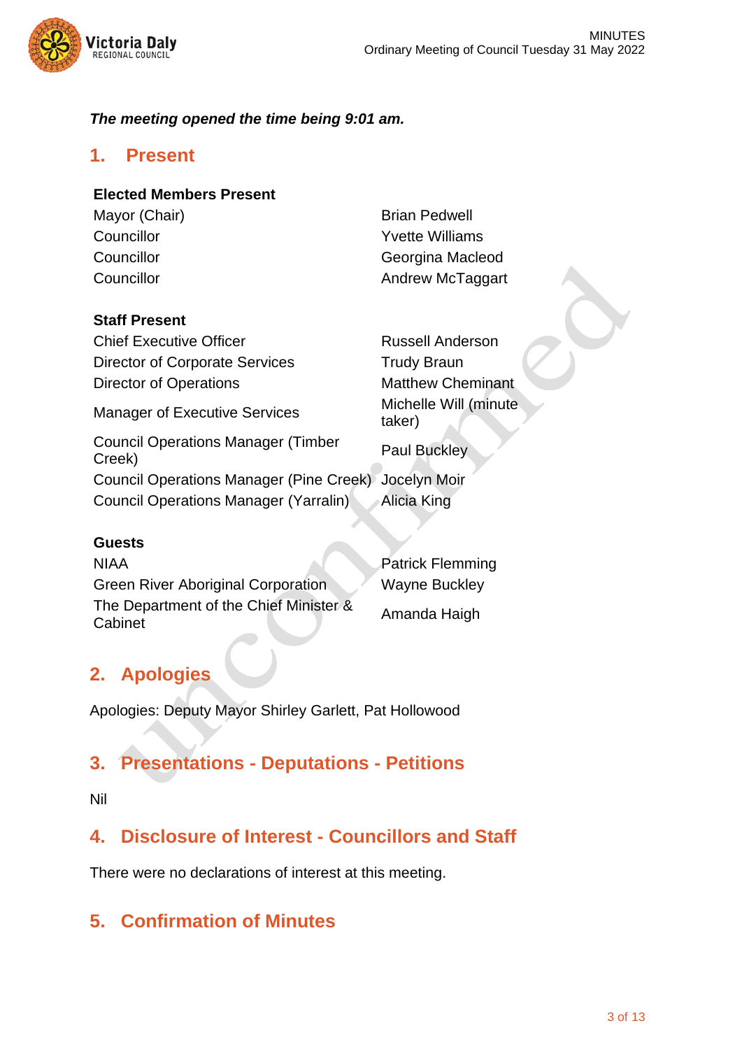***The meeting opened the time being 9:01 am.***

## 1. Present

**Elected Members Present**

| | |
|---|---|
| Mayor (Chair) | Brian Pedwell |
| Councillor | Yvette Williams |
| Councillor | Georgina Macleod |
| Councillor | Andrew McTaggart |

**Staff Present**

| | |
|---|---|
| Chief Executive Officer | Russell Anderson |
| Director of Corporate Services | Trudy Braun |
| Director of Operations | Matthew Cheminant |
| Manager of Executive Services | Michelle Will (minute taker) |
| Council Operations Manager (Timber Creek) | Paul Buckley |
| Council Operations Manager (Pine Creek) | Jocelyn Moir |
| Council Operations Manager (Yarralin) | Alicia King |

**Guests**

| | |
|---|---|
| NIAA | Patrick Flemming |
| Green River Aboriginal Corporation | Wayne Buckley |
| The Department of the Chief Minister & Cabinet | Amanda Haigh |

## 2. Apologies

Apologies: Deputy Mayor Shirley Garlett, Pat Hollowood

## 3. Presentations - Deputations - Petitions

Nil

## 4. Disclosure of Interest - Councillors and Staff

There were no declarations of interest at this meeting.

## 5. Confirmation of Minutes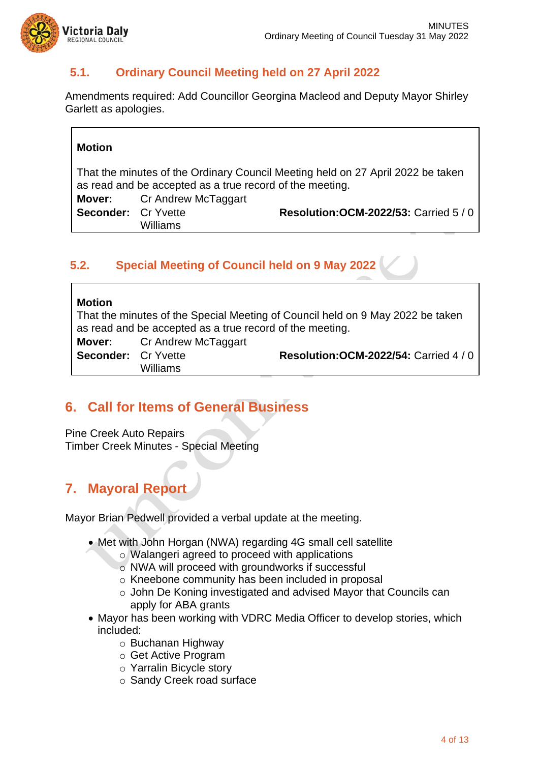## 5.1. Ordinary Council Meeting held on 27 April 2022

Amendments required: Add Councillor Georgina Macleod and Deputy Mayor Shirley Garlett as apologies.

> **Motion**
>
> That the minutes of the Ordinary Council Meeting held on 27 April 2022 be taken as read and be accepted as a true record of the meeting.
>
> **Mover:** Cr Andrew McTaggart
> **Seconder:** Cr Yvette Williams
> **Resolution:OCM-2022/53:** Carried 5 / 0

## 5.2. Special Meeting of Council held on 9 May 2022

> **Motion**
>
> That the minutes of the Special Meeting of Council held on 9 May 2022 be taken as read and be accepted as a true record of the meeting.
>
> **Mover:** Cr Andrew McTaggart
> **Seconder:** Cr Yvette Williams
> **Resolution:OCM-2022/54:** Carried 4 / 0

# 6. Call for Items of General Business

Pine Creek Auto Repairs
Timber Creek Minutes - Special Meeting

# 7. Mayoral Report

Mayor Brian Pedwell provided a verbal update at the meeting.

- Met with John Horgan (NWA) regarding 4G small cell satellite
  - Walangeri agreed to proceed with applications
  - NWA will proceed with groundworks if successful
  - Kneebone community has been included in proposal
  - John De Koning investigated and advised Mayor that Councils can apply for ABA grants
- Mayor has been working with VDRC Media Officer to develop stories, which included:
  - Buchanan Highway
  - Get Active Program
  - Yarralin Bicycle story
  - Sandy Creek road surface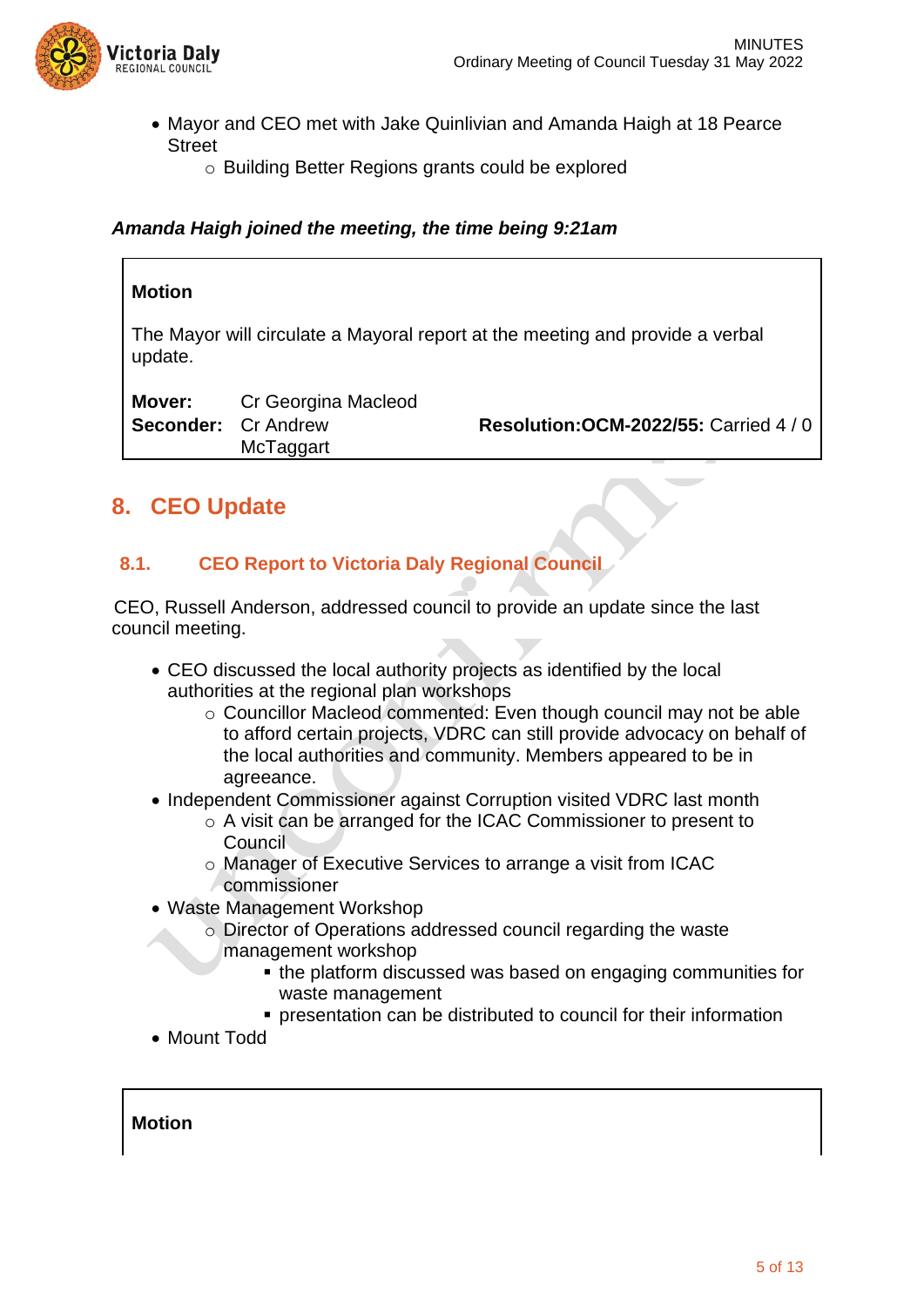- Mayor and CEO met with Jake Quinlivian and Amanda Haigh at 18 Pearce Street
  - Building Better Regions grants could be explored

***Amanda Haigh joined the meeting, the time being 9:21am***

**Motion**

The Mayor will circulate a Mayoral report at the meeting and provide a verbal update.

| | | |
|---|---|---|
| **Mover:** | Cr Georgina Macleod | |
| **Seconder:** | Cr Andrew McTaggart | **Resolution:OCM-2022/55:** Carried 4 / 0 |

## 8. CEO Update

### 8.1. CEO Report to Victoria Daly Regional Council

CEO, Russell Anderson, addressed council to provide an update since the last council meeting.

- CEO discussed the local authority projects as identified by the local authorities at the regional plan workshops
  - Councillor Macleod commented: Even though council may not be able to afford certain projects, VDRC can still provide advocacy on behalf of the local authorities and community. Members appeared to be in agreeance.
- Independent Commissioner against Corruption visited VDRC last month
  - A visit can be arranged for the ICAC Commissioner to present to Council
  - Manager of Executive Services to arrange a visit from ICAC commissioner
- Waste Management Workshop
  - Director of Operations addressed council regarding the waste management workshop
    - the platform discussed was based on engaging communities for waste management
    - presentation can be distributed to council for their information
- Mount Todd

**Motion**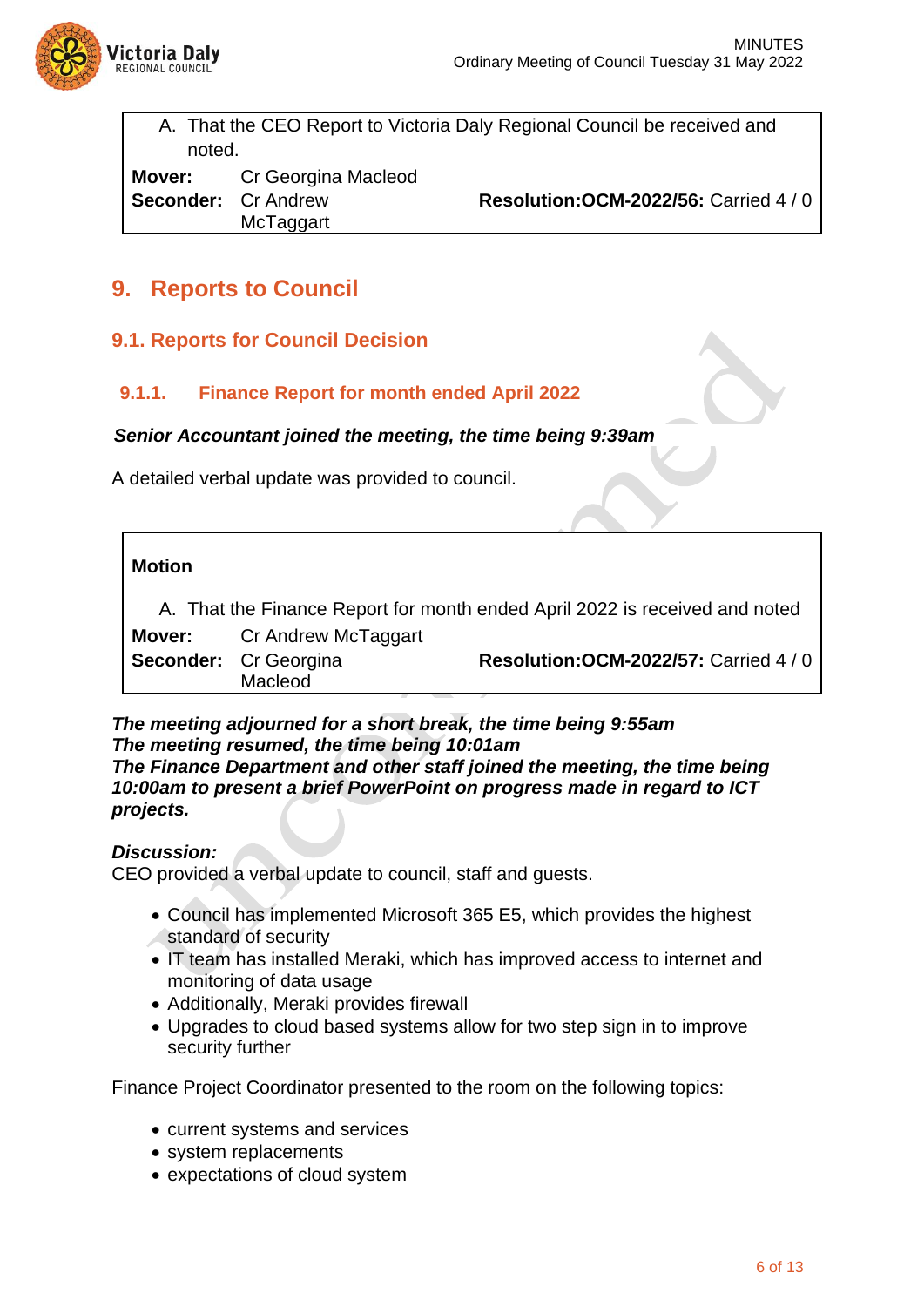A. That the CEO Report to Victoria Daly Regional Council be received and noted.

**Mover:** Cr Georgina Macleod
**Seconder:** Cr Andrew McTaggart
**Resolution:OCM-2022/56:** Carried 4 / 0

# 9. Reports to Council

## 9.1. Reports for Council Decision

### 9.1.1. Finance Report for month ended April 2022

***Senior Accountant joined the meeting, the time being 9:39am***

A detailed verbal update was provided to council.

**Motion**

A. That the Finance Report for month ended April 2022 is received and noted

**Mover:** Cr Andrew McTaggart
**Seconder:** Cr Georgina Macleod
**Resolution:OCM-2022/57:** Carried 4 / 0

***The meeting adjourned for a short break, the time being 9:55am***
***The meeting resumed, the time being 10:01am***
***The Finance Department and other staff joined the meeting, the time being 10:00am to present a brief PowerPoint on progress made in regard to ICT projects.***

***Discussion:***
CEO provided a verbal update to council, staff and guests.

- Council has implemented Microsoft 365 E5, which provides the highest standard of security
- IT team has installed Meraki, which has improved access to internet and monitoring of data usage
- Additionally, Meraki provides firewall
- Upgrades to cloud based systems allow for two step sign in to improve security further

Finance Project Coordinator presented to the room on the following topics:

- current systems and services
- system replacements
- expectations of cloud system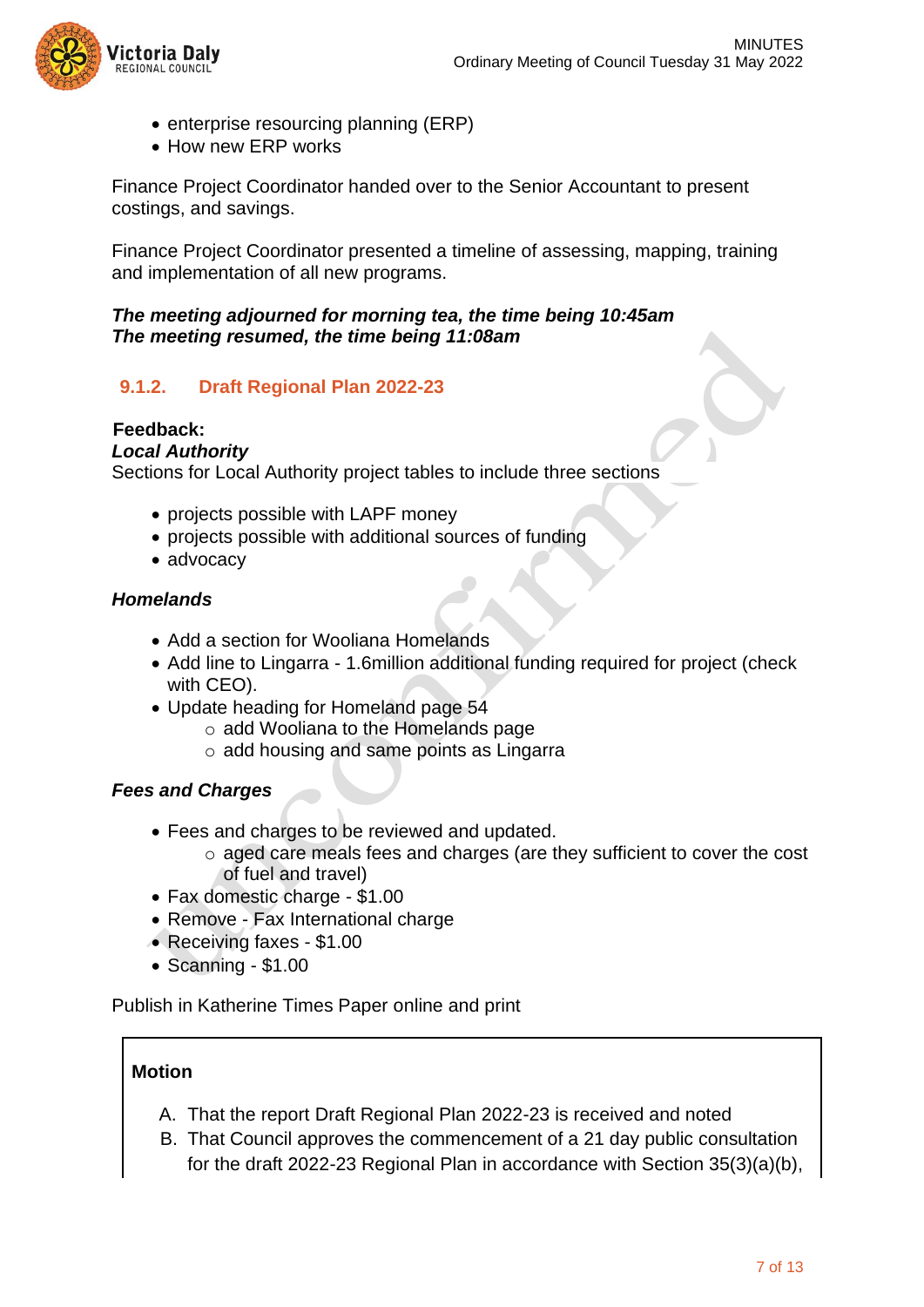- enterprise resourcing planning (ERP)
- How new ERP works

Finance Project Coordinator handed over to the Senior Accountant to present costings, and savings.

Finance Project Coordinator presented a timeline of assessing, mapping, training and implementation of all new programs.

***The meeting adjourned for morning tea, the time being 10:45am***
***The meeting resumed, the time being 11:08am***

### 9.1.2. Draft Regional Plan 2022-23

**Feedback:**
***Local Authority***
Sections for Local Authority project tables to include three sections

- projects possible with LAPF money
- projects possible with additional sources of funding
- advocacy

***Homelands***

- Add a section for Wooliana Homelands
- Add line to Lingarra - 1.6million additional funding required for project (check with CEO).
- Update heading for Homeland page 54
  - add Wooliana to the Homelands page
  - add housing and same points as Lingarra

***Fees and Charges***

- Fees and charges to be reviewed and updated.
  - aged care meals fees and charges (are they sufficient to cover the cost of fuel and travel)
- Fax domestic charge - $1.00
- Remove - Fax International charge
- Receiving faxes - $1.00
- Scanning - $1.00

Publish in Katherine Times Paper online and print

**Motion**

A. That the report Draft Regional Plan 2022-23 is received and noted
B. That Council approves the commencement of a 21 day public consultation for the draft 2022-23 Regional Plan in accordance with Section 35(3)(a)(b),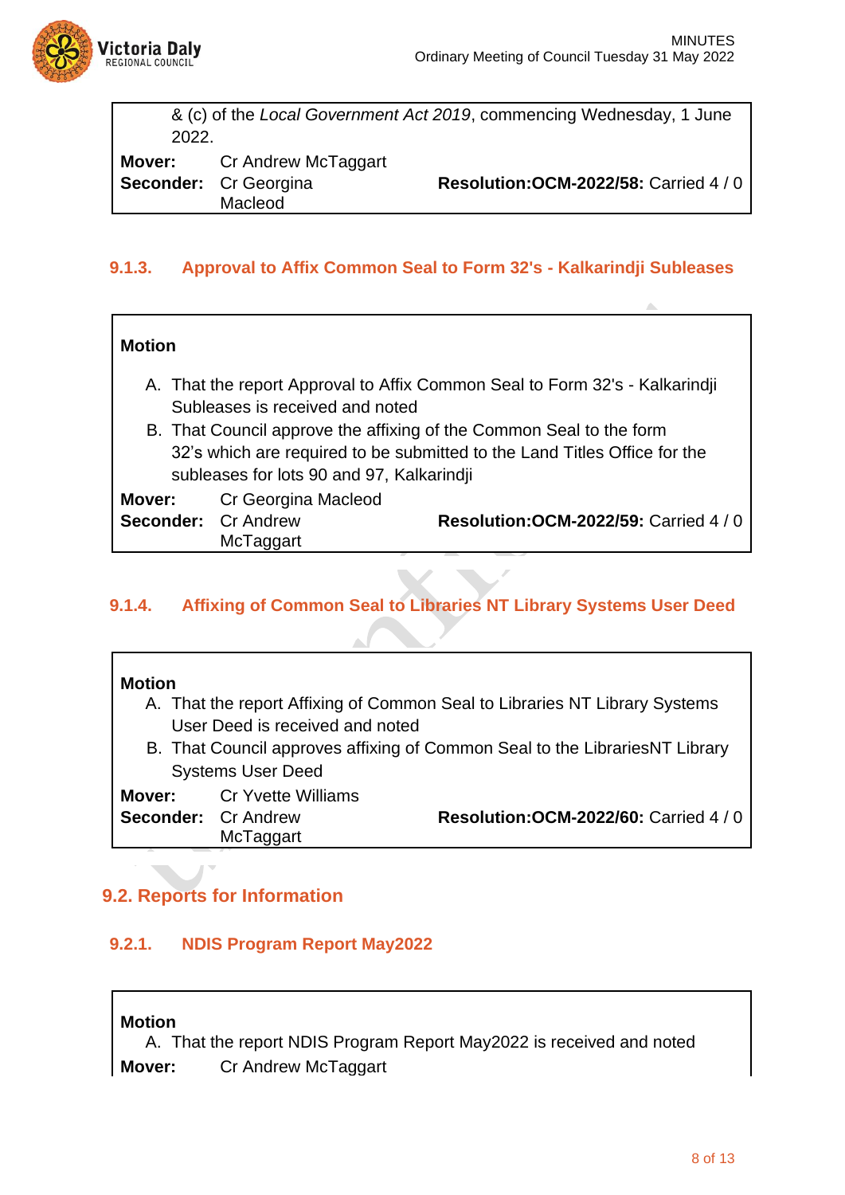& (c) of the *Local Government Act 2019*, commencing Wednesday, 1 June 2022.

**Mover:** Cr Andrew McTaggart
**Seconder:** Cr Georgina Macleod
**Resolution:OCM-2022/58:** Carried 4 / 0

### 9.1.3. Approval to Affix Common Seal to Form 32's - Kalkarindji Subleases

**Motion**

A. That the report Approval to Affix Common Seal to Form 32's - Kalkarindji Subleases is received and noted

B. That Council approve the affixing of the Common Seal to the form 32's which are required to be submitted to the Land Titles Office for the subleases for lots 90 and 97, Kalkarindji

**Mover:** Cr Georgina Macleod
**Seconder:** Cr Andrew McTaggart
**Resolution:OCM-2022/59:** Carried 4 / 0

### 9.1.4. Affixing of Common Seal to Libraries NT Library Systems User Deed

**Motion**

A. That the report Affixing of Common Seal to Libraries NT Library Systems User Deed is received and noted

B. That Council approves affixing of Common Seal to the LibrariesNT Library Systems User Deed

**Mover:** Cr Yvette Williams
**Seconder:** Cr Andrew McTaggart
**Resolution:OCM-2022/60:** Carried 4 / 0

## 9.2. Reports for Information

### 9.2.1. NDIS Program Report May2022

**Motion**

A. That the report NDIS Program Report May2022 is received and noted

**Mover:** Cr Andrew McTaggart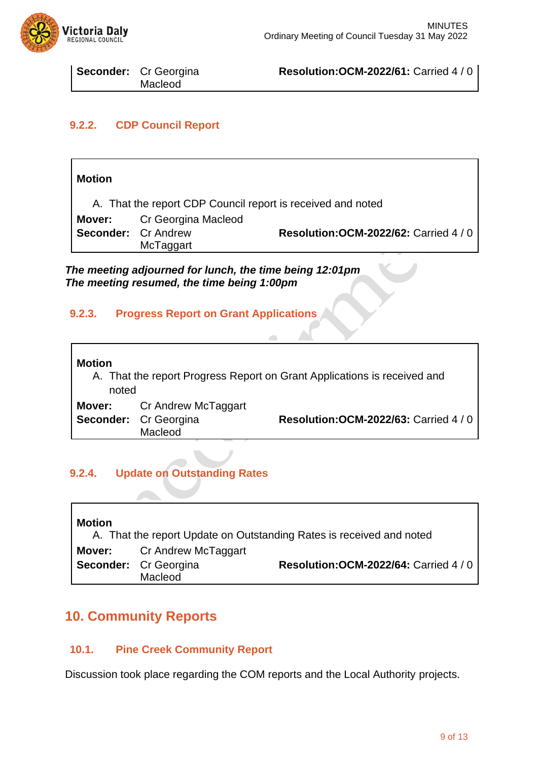| | | |
|---|---|---|
| **Seconder:** | Cr Georgina Macleod | **Resolution:OCM-2022/61:** Carried 4 / 0 |

### 9.2.2. CDP Council Report

**Motion**

A. That the report CDP Council report is received and noted

| | | |
|---|---|---|
| **Mover:** | Cr Georgina Macleod | |
| **Seconder:** | Cr Andrew McTaggart | **Resolution:OCM-2022/62:** Carried 4 / 0 |

***The meeting adjourned for lunch, the time being 12:01pm***
***The meeting resumed, the time being 1:00pm***

### 9.2.3. Progress Report on Grant Applications

**Motion**

A. That the report Progress Report on Grant Applications is received and noted

| | | |
|---|---|---|
| **Mover:** | Cr Andrew McTaggart | |
| **Seconder:** | Cr Georgina Macleod | **Resolution:OCM-2022/63:** Carried 4 / 0 |

### 9.2.4. Update on Outstanding Rates

**Motion**

A. That the report Update on Outstanding Rates is received and noted

| | | |
|---|---|---|
| **Mover:** | Cr Andrew McTaggart | |
| **Seconder:** | Cr Georgina Macleod | **Resolution:OCM-2022/64:** Carried 4 / 0 |

## 10. Community Reports

### 10.1. Pine Creek Community Report

Discussion took place regarding the COM reports and the Local Authority projects.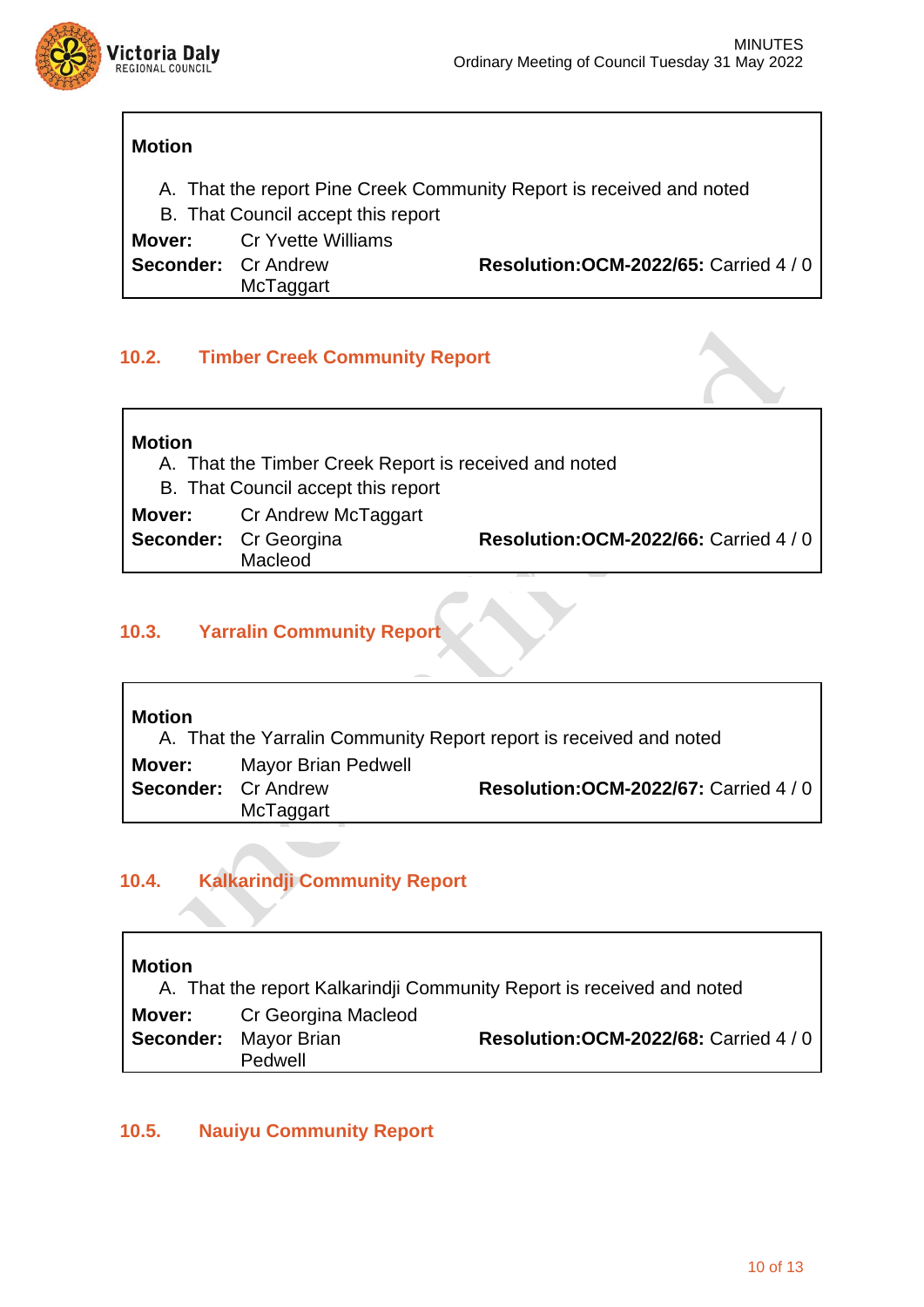**Motion**

A. That the report Pine Creek Community Report is received and noted

B. That Council accept this report

| | | |
|---|---|---|
| **Mover:** | Cr Yvette Williams | |
| **Seconder:** | Cr Andrew McTaggart | **Resolution:OCM-2022/65:** Carried 4 / 0 |

## 10.2. Timber Creek Community Report

**Motion**

A. That the Timber Creek Report is received and noted

B. That Council accept this report

| | | |
|---|---|---|
| **Mover:** | Cr Andrew McTaggart | |
| **Seconder:** | Cr Georgina Macleod | **Resolution:OCM-2022/66:** Carried 4 / 0 |

## 10.3. Yarralin Community Report

**Motion**

A. That the Yarralin Community Report report is received and noted

| | | |
|---|---|---|
| **Mover:** | Mayor Brian Pedwell | |
| **Seconder:** | Cr Andrew McTaggart | **Resolution:OCM-2022/67:** Carried 4 / 0 |

## 10.4. Kalkarindji Community Report

**Motion**

A. That the report Kalkarindji Community Report is received and noted

| | | |
|---|---|---|
| **Mover:** | Cr Georgina Macleod | |
| **Seconder:** | Mayor Brian Pedwell | **Resolution:OCM-2022/68:** Carried 4 / 0 |

## 10.5. Nauiyu Community Report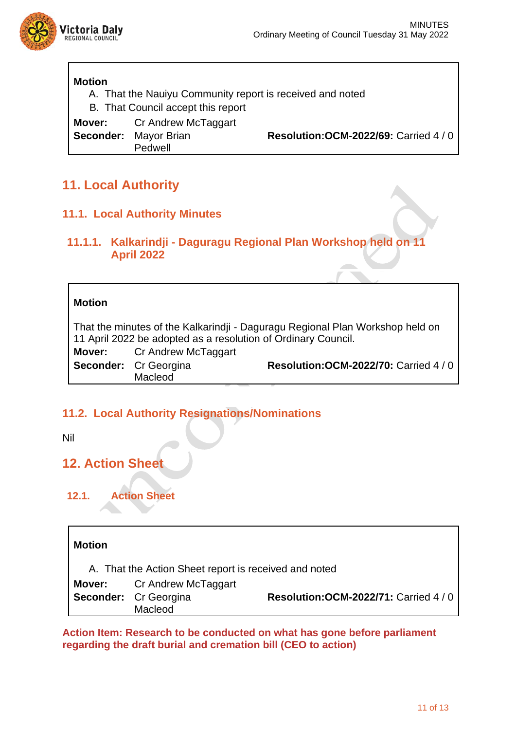**Motion**

A. That the Nauiyu Community report is received and noted

B. That Council accept this report

**Mover:** Cr Andrew McTaggart
**Seconder:** Mayor Brian Pedwell **Resolution:OCM-2022/69:** Carried 4 / 0

# 11. Local Authority

## 11.1. Local Authority Minutes

### 11.1.1. Kalkarindji - Daguragu Regional Plan Workshop held on 11 April 2022

**Motion**

That the minutes of the Kalkarindji - Daguragu Regional Plan Workshop held on 11 April 2022 be adopted as a resolution of Ordinary Council.

**Mover:** Cr Andrew McTaggart
**Seconder:** Cr Georgina Macleod **Resolution:OCM-2022/70:** Carried 4 / 0

## 11.2. Local Authority Resignations/Nominations

Nil

# 12. Action Sheet

## 12.1. Action Sheet

**Motion**

A. That the Action Sheet report is received and noted

**Mover:** Cr Andrew McTaggart
**Seconder:** Cr Georgina Macleod **Resolution:OCM-2022/71:** Carried 4 / 0

**Action Item: Research to be conducted on what has gone before parliament regarding the draft burial and cremation bill (CEO to action)**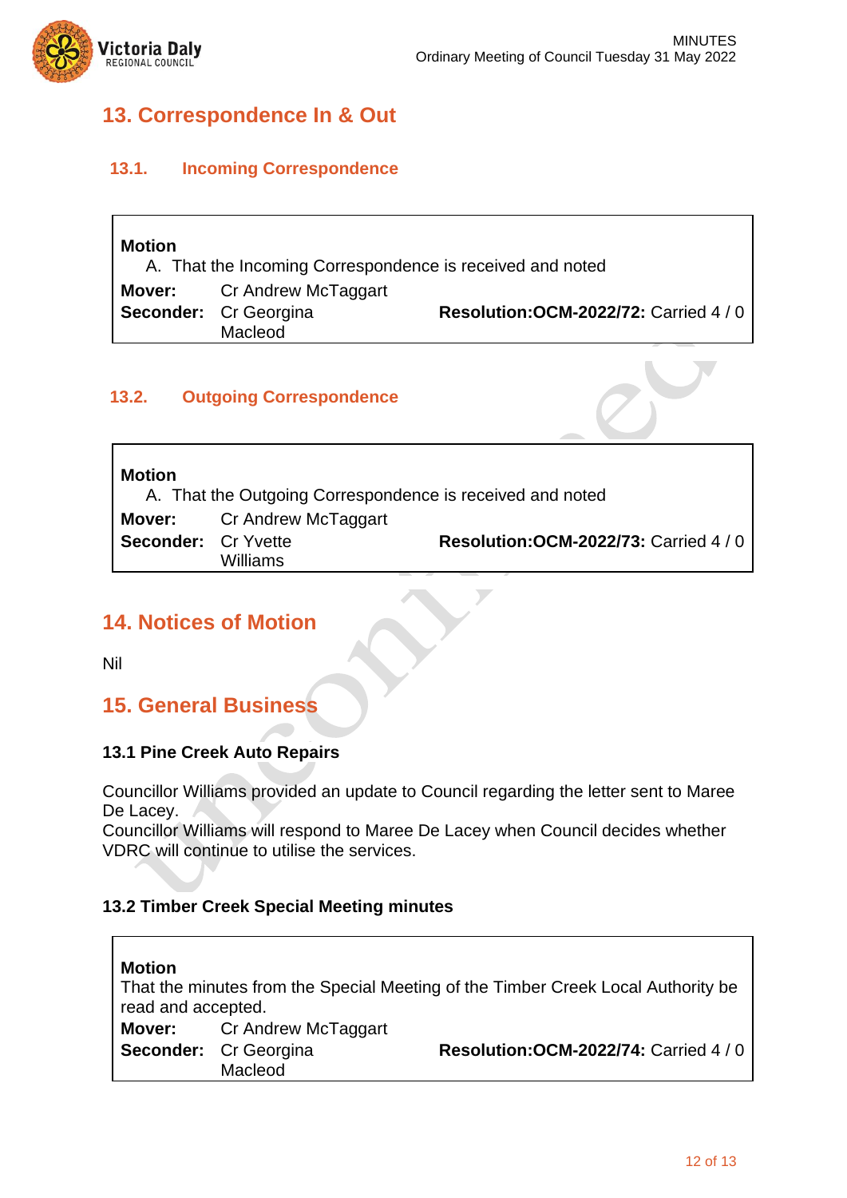# 13. Correspondence In & Out

## 13.1. Incoming Correspondence

**Motion**

A. That the Incoming Correspondence is received and noted

**Mover:** Cr Andrew McTaggart
**Seconder:** Cr Georgina Macleod
**Resolution:OCM-2022/72:** Carried 4 / 0

## 13.2. Outgoing Correspondence

**Motion**

A. That the Outgoing Correspondence is received and noted

**Mover:** Cr Andrew McTaggart
**Seconder:** Cr Yvette Williams
**Resolution:OCM-2022/73:** Carried 4 / 0

# 14. Notices of Motion

Nil

# 15. General Business

### 13.1 Pine Creek Auto Repairs

Councillor Williams provided an update to Council regarding the letter sent to Maree De Lacey.
Councillor Williams will respond to Maree De Lacey when Council decides whether VDRC will continue to utilise the services.

### 13.2 Timber Creek Special Meeting minutes

**Motion**

That the minutes from the Special Meeting of the Timber Creek Local Authority be read and accepted.

**Mover:** Cr Andrew McTaggart
**Seconder:** Cr Georgina Macleod
**Resolution:OCM-2022/74:** Carried 4 / 0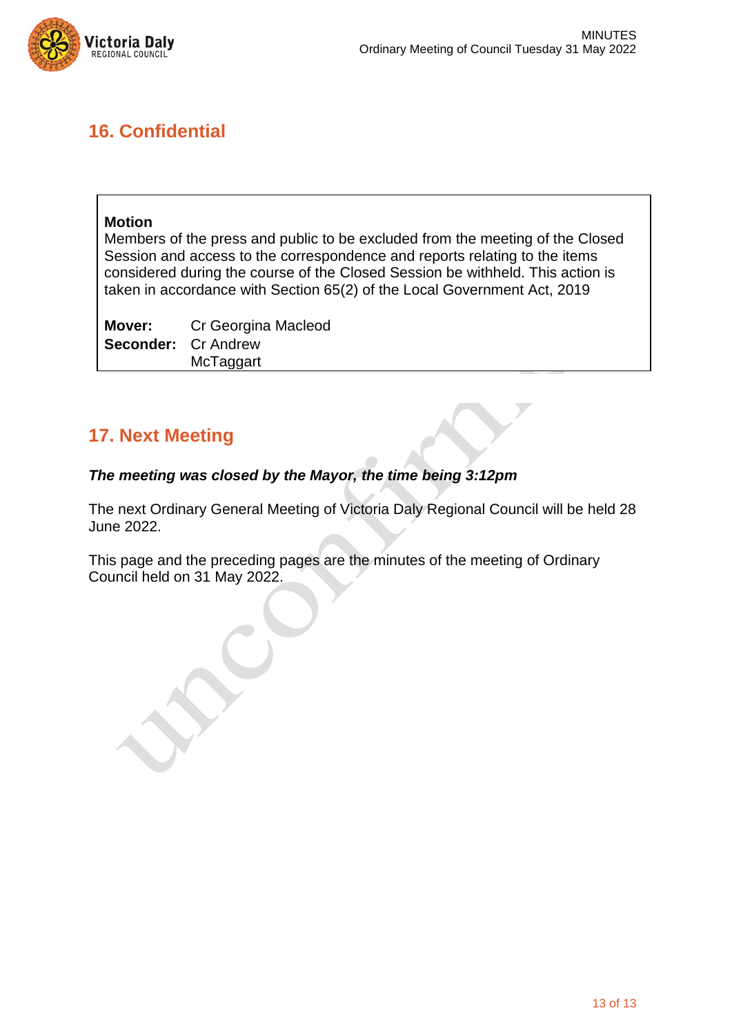## 16. Confidential

**Motion**

Members of the press and public to be excluded from the meeting of the Closed Session and access to the correspondence and reports relating to the items considered during the course of the Closed Session be withheld. This action is taken in accordance with Section 65(2) of the Local Government Act, 2019

| | |
|---|---|
| **Mover:** | Cr Georgina Macleod |
| **Seconder:** | Cr Andrew McTaggart |

## 17. Next Meeting

***The meeting was closed by the Mayor, the time being 3:12pm***

The next Ordinary General Meeting of Victoria Daly Regional Council will be held 28 June 2022.

This page and the preceding pages are the minutes of the meeting of Ordinary Council held on 31 May 2022.